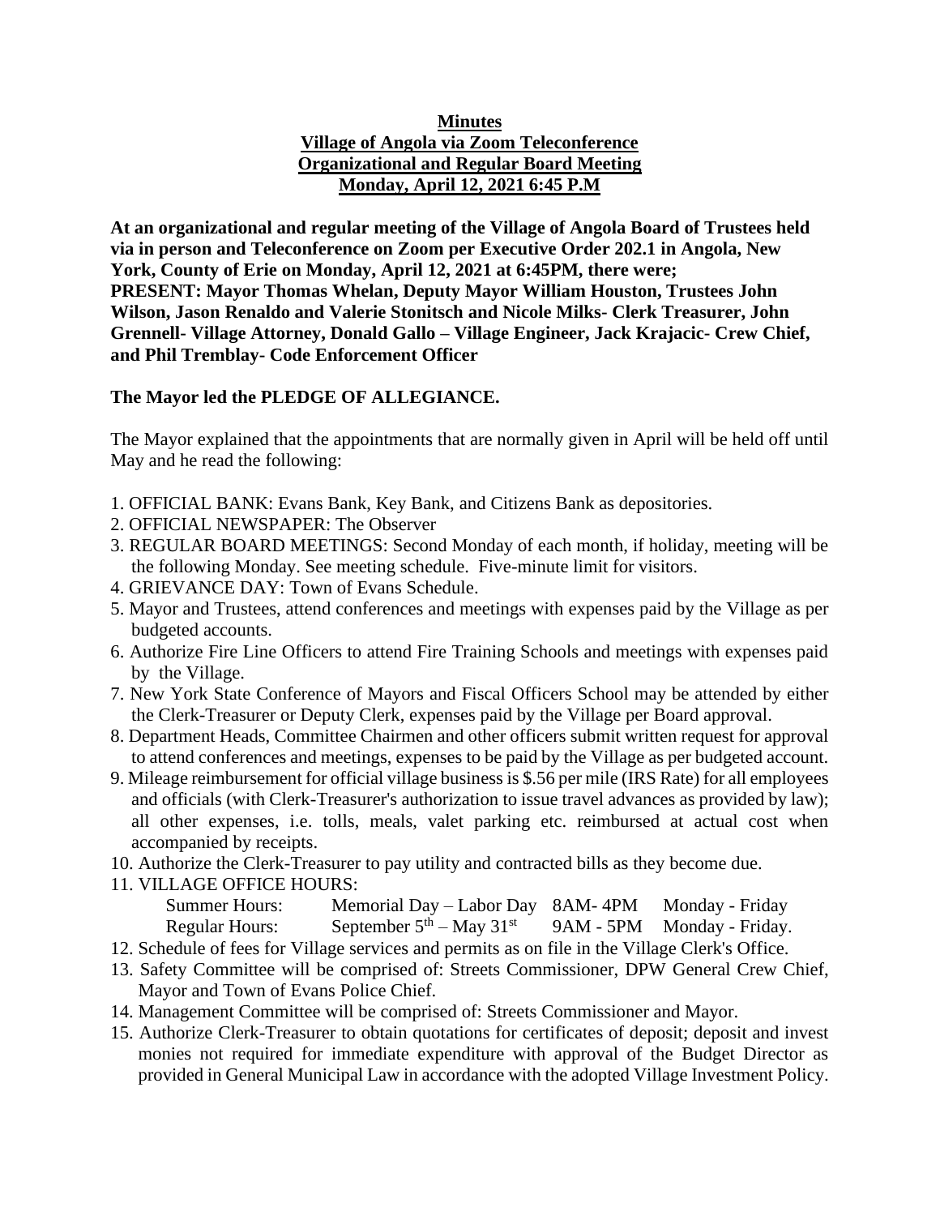**Minutes**
**Village of Angola via Zoom Teleconference**
**Organizational and Regular Board Meeting**
**Monday, April 12, 2021 6:45 P.M**

**At an organizational and regular meeting of the Village of Angola Board of Trustees held via in person and Teleconference on Zoom per Executive Order 202.1 in Angola, New York, County of Erie on Monday, April 12, 2021 at 6:45PM, there were; PRESENT: Mayor Thomas Whelan, Deputy Mayor William Houston, Trustees John Wilson, Jason Renaldo and Valerie Stonitsch and Nicole Milks- Clerk Treasurer, John Grennell- Village Attorney, Donald Gallo – Village Engineer, Jack Krajacic- Crew Chief, and Phil Tremblay- Code Enforcement Officer**

**The Mayor led the PLEDGE OF ALLEGIANCE.**

The Mayor explained that the appointments that are normally given in April will be held off until May and he read the following:

1. OFFICIAL BANK: Evans Bank, Key Bank, and Citizens Bank as depositories.
2. OFFICIAL NEWSPAPER: The Observer
3. REGULAR BOARD MEETINGS: Second Monday of each month, if holiday, meeting will be the following Monday. See meeting schedule. Five-minute limit for visitors.
4. GRIEVANCE DAY: Town of Evans Schedule.
5. Mayor and Trustees, attend conferences and meetings with expenses paid by the Village as per budgeted accounts.
6. Authorize Fire Line Officers to attend Fire Training Schools and meetings with expenses paid by the Village.
7. New York State Conference of Mayors and Fiscal Officers School may be attended by either the Clerk-Treasurer or Deputy Clerk, expenses paid by the Village per Board approval.
8. Department Heads, Committee Chairmen and other officers submit written request for approval to attend conferences and meetings, expenses to be paid by the Village as per budgeted account.
9. Mileage reimbursement for official village business is $.56 per mile (IRS Rate) for all employees and officials (with Clerk-Treasurer's authorization to issue travel advances as provided by law); all other expenses, i.e. tolls, meals, valet parking etc. reimbursed at actual cost when accompanied by receipts.
10. Authorize the Clerk-Treasurer to pay utility and contracted bills as they become due.
11. VILLAGE OFFICE HOURS:

| | | | |
|---|---|---|---|
| Summer Hours: | Memorial Day – Labor Day | 8AM- 4PM | Monday - Friday |
| Regular Hours: | September 5th – May 31st | 9AM - 5PM | Monday - Friday. |

12. Schedule of fees for Village services and permits as on file in the Village Clerk's Office.
13. Safety Committee will be comprised of: Streets Commissioner, DPW General Crew Chief, Mayor and Town of Evans Police Chief.
14. Management Committee will be comprised of: Streets Commissioner and Mayor.
15. Authorize Clerk-Treasurer to obtain quotations for certificates of deposit; deposit and invest monies not required for immediate expenditure with approval of the Budget Director as provided in General Municipal Law in accordance with the adopted Village Investment Policy.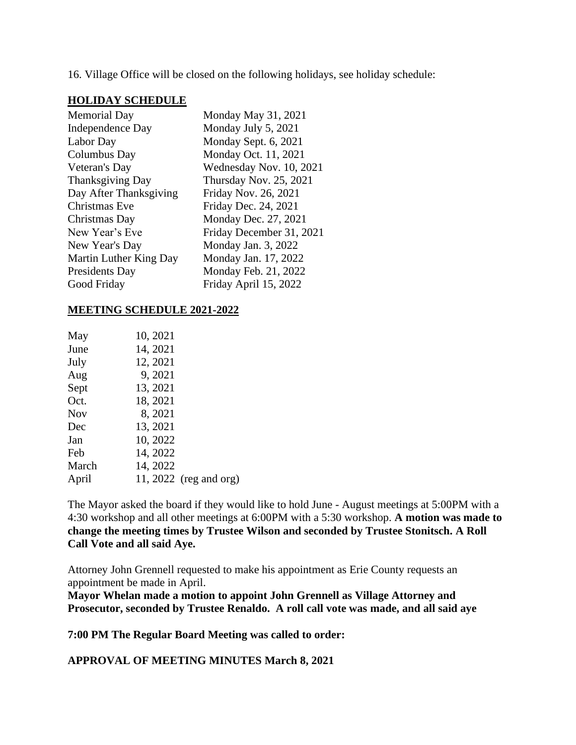16. Village Office will be closed on the following holidays, see holiday schedule:

**HOLIDAY SCHEDULE**

| | |
|---|---|
| Memorial Day | Monday May 31, 2021 |
| Independence Day | Monday July 5, 2021 |
| Labor Day | Monday Sept. 6, 2021 |
| Columbus Day | Monday Oct. 11, 2021 |
| Veteran's Day | Wednesday Nov. 10, 2021 |
| Thanksgiving Day | Thursday Nov. 25, 2021 |
| Day After Thanksgiving | Friday Nov. 26, 2021 |
| Christmas Eve | Friday Dec. 24, 2021 |
| Christmas Day | Monday Dec. 27, 2021 |
| New Year's Eve | Friday December 31, 2021 |
| New Year's Day | Monday Jan. 3, 2022 |
| Martin Luther King Day | Monday Jan. 17, 2022 |
| Presidents Day | Monday Feb. 21, 2022 |
| Good Friday | Friday April 15, 2022 |

**MEETING SCHEDULE 2021-2022**

| | |
|---|---|
| May | 10, 2021 |
| June | 14, 2021 |
| July | 12, 2021 |
| Aug | 9, 2021 |
| Sept | 13, 2021 |
| Oct. | 18, 2021 |
| Nov | 8, 2021 |
| Dec | 13, 2021 |
| Jan | 10, 2022 |
| Feb | 14, 2022 |
| March | 14, 2022 |
| April | 11, 2022 (reg and org) |

The Mayor asked the board if they would like to hold June - August meetings at 5:00PM with a 4:30 workshop and all other meetings at 6:00PM with a 5:30 workshop. **A motion was made to change the meeting times by Trustee Wilson and seconded by Trustee Stonitsch. A Roll Call Vote and all said Aye.**

Attorney John Grennell requested to make his appointment as Erie County requests an appointment be made in April.

**Mayor Whelan made a motion to appoint John Grennell as Village Attorney and Prosecutor, seconded by Trustee Renaldo. A roll call vote was made, and all said aye**

**7:00 PM The Regular Board Meeting was called to order:**

**APPROVAL OF MEETING MINUTES March 8, 2021**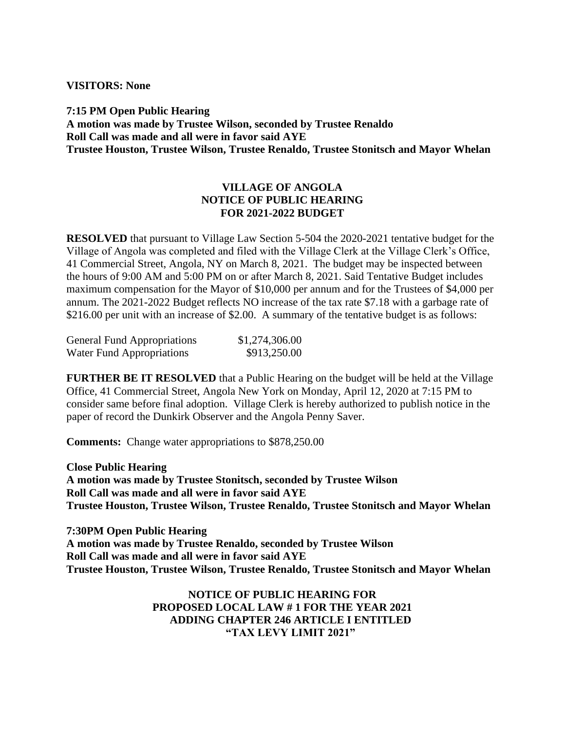**VISITORS: None**

**7:15 PM Open Public Hearing**
**A motion was made by Trustee Wilson, seconded by Trustee Renaldo**
**Roll Call was made and all were in favor said AYE**
**Trustee Houston, Trustee Wilson, Trustee Renaldo, Trustee Stonitsch and Mayor Whelan**

**VILLAGE OF ANGOLA**
**NOTICE OF PUBLIC HEARING**
**FOR 2021-2022 BUDGET**

**RESOLVED** that pursuant to Village Law Section 5-504 the 2020-2021 tentative budget for the Village of Angola was completed and filed with the Village Clerk at the Village Clerk's Office, 41 Commercial Street, Angola, NY on March 8, 2021. The budget may be inspected between the hours of 9:00 AM and 5:00 PM on or after March 8, 2021. Said Tentative Budget includes maximum compensation for the Mayor of $10,000 per annum and for the Trustees of $4,000 per annum. The 2021-2022 Budget reflects NO increase of the tax rate $7.18 with a garbage rate of $216.00 per unit with an increase of $2.00. A summary of the tentative budget is as follows:

| | |
|---|---|
| General Fund Appropriations | $1,274,306.00 |
| Water Fund Appropriations | $913,250.00 |

**FURTHER BE IT RESOLVED** that a Public Hearing on the budget will be held at the Village Office, 41 Commercial Street, Angola New York on Monday, April 12, 2020 at 7:15 PM to consider same before final adoption. Village Clerk is hereby authorized to publish notice in the paper of record the Dunkirk Observer and the Angola Penny Saver.

**Comments:** Change water appropriations to $878,250.00

**Close Public Hearing**
**A motion was made by Trustee Stonitsch, seconded by Trustee Wilson**
**Roll Call was made and all were in favor said AYE**
**Trustee Houston, Trustee Wilson, Trustee Renaldo, Trustee Stonitsch and Mayor Whelan**

**7:30PM Open Public Hearing**
**A motion was made by Trustee Renaldo, seconded by Trustee Wilson**
**Roll Call was made and all were in favor said AYE**
**Trustee Houston, Trustee Wilson, Trustee Renaldo, Trustee Stonitsch and Mayor Whelan**

**NOTICE OF PUBLIC HEARING FOR**
**PROPOSED LOCAL LAW # 1 FOR THE YEAR 2021**
**ADDING CHAPTER 246 ARTICLE I ENTITLED**
**"TAX LEVY LIMIT 2021"**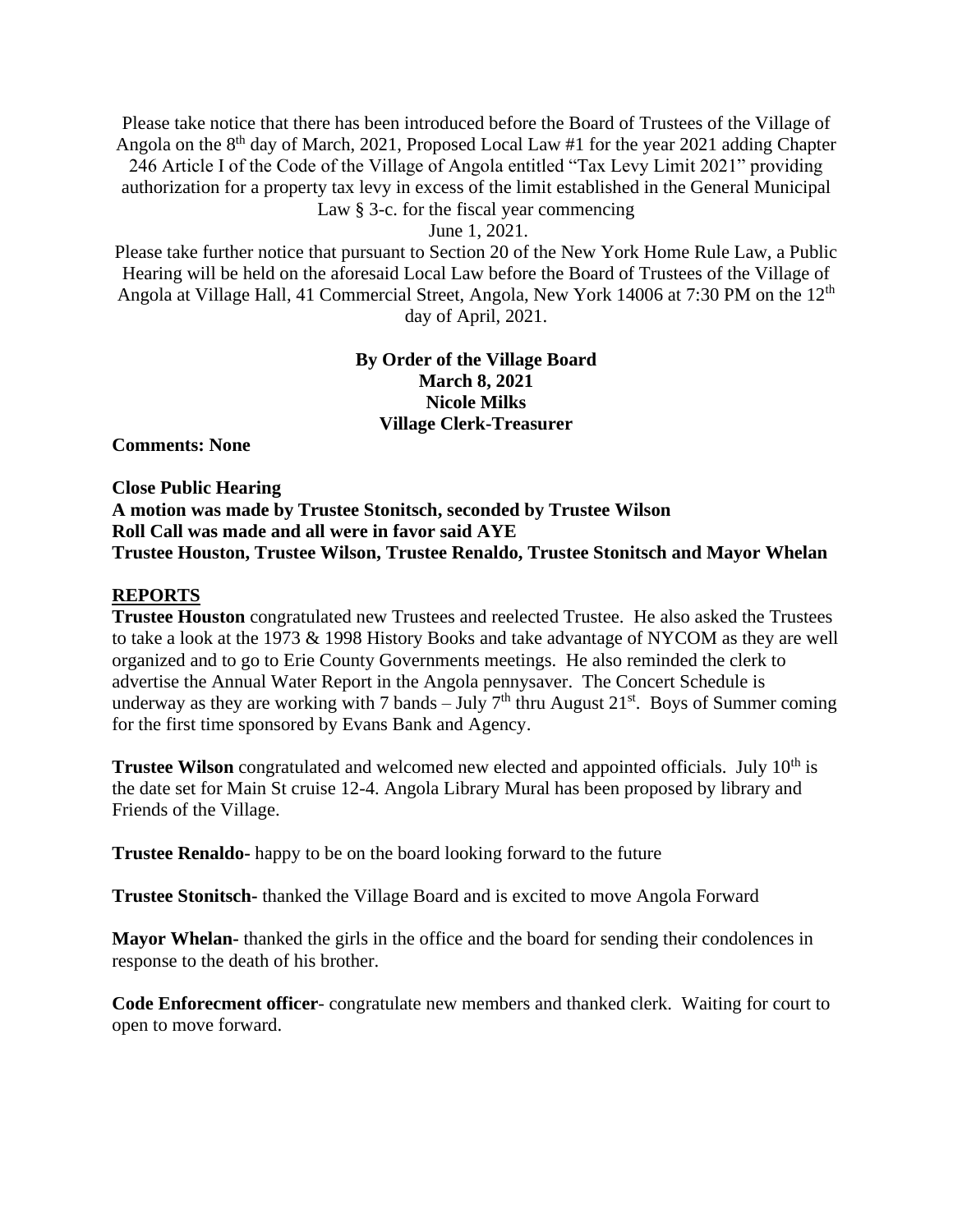Please take notice that there has been introduced before the Board of Trustees of the Village of Angola on the 8th day of March, 2021, Proposed Local Law #1 for the year 2021 adding Chapter 246 Article I of the Code of the Village of Angola entitled "Tax Levy Limit 2021" providing authorization for a property tax levy in excess of the limit established in the General Municipal Law § 3-c. for the fiscal year commencing June 1, 2021.

Please take further notice that pursuant to Section 20 of the New York Home Rule Law, a Public Hearing will be held on the aforesaid Local Law before the Board of Trustees of the Village of Angola at Village Hall, 41 Commercial Street, Angola, New York 14006 at 7:30 PM on the 12th day of April, 2021.

**By Order of the Village Board**
**March 8, 2021**
**Nicole Milks**
**Village Clerk-Treasurer**

**Comments: None**

**Close Public Hearing**
**A motion was made by Trustee Stonitsch, seconded by Trustee Wilson**
**Roll Call was made and all were in favor said AYE**
**Trustee Houston, Trustee Wilson, Trustee Renaldo, Trustee Stonitsch and Mayor Whelan**

## REPORTS

**Trustee Houston** congratulated new Trustees and reelected Trustee. He also asked the Trustees to take a look at the 1973 & 1998 History Books and take advantage of NYCOM as they are well organized and to go to Erie County Governments meetings. He also reminded the clerk to advertise the Annual Water Report in the Angola pennysaver. The Concert Schedule is underway as they are working with 7 bands – July 7th thru August 21st. Boys of Summer coming for the first time sponsored by Evans Bank and Agency.

**Trustee Wilson** congratulated and welcomed new elected and appointed officials. July 10th is the date set for Main St cruise 12-4. Angola Library Mural has been proposed by library and Friends of the Village.

**Trustee Renaldo-** happy to be on the board looking forward to the future

**Trustee Stonitsch-** thanked the Village Board and is excited to move Angola Forward

**Mayor Whelan-** thanked the girls in the office and the board for sending their condolences in response to the death of his brother.

**Code Enforecment officer**- congratulate new members and thanked clerk. Waiting for court to open to move forward.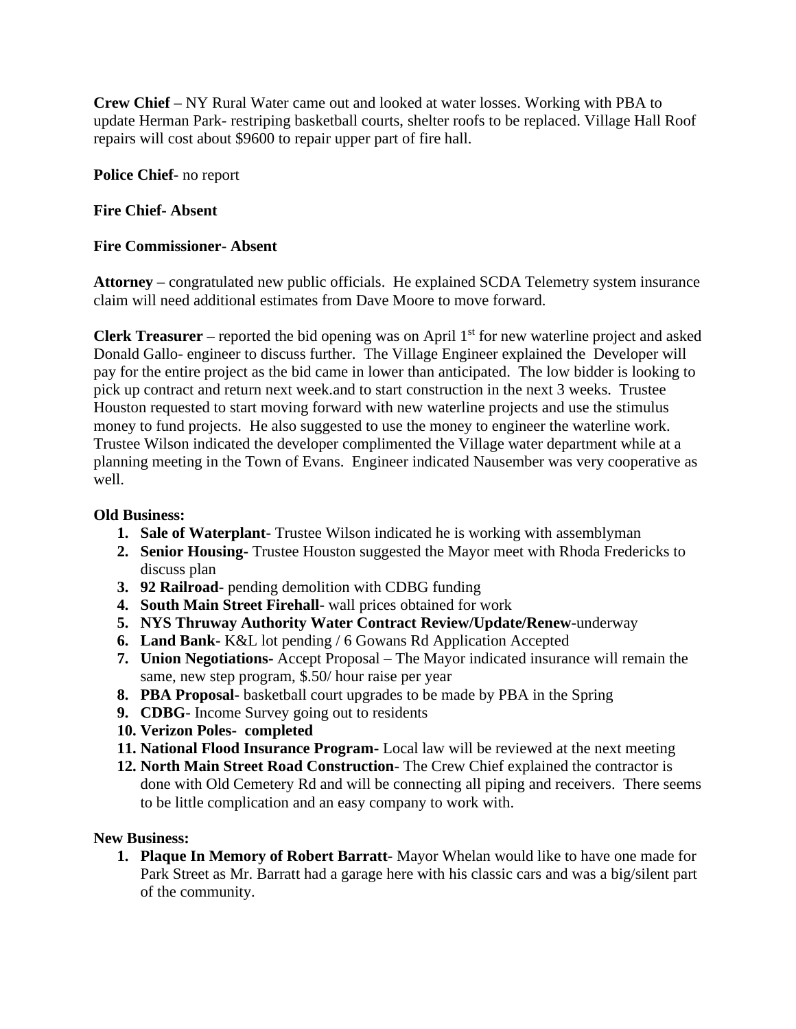**Crew Chief –** NY Rural Water came out and looked at water losses. Working with PBA to update Herman Park- restriping basketball courts, shelter roofs to be replaced. Village Hall Roof repairs will cost about $9600 to repair upper part of fire hall.

**Police Chief-** no report

**Fire Chief- Absent**

**Fire Commissioner- Absent**

**Attorney –** congratulated new public officials. He explained SCDA Telemetry system insurance claim will need additional estimates from Dave Moore to move forward.

**Clerk Treasurer –** reported the bid opening was on April 1st for new waterline project and asked Donald Gallo- engineer to discuss further. The Village Engineer explained the Developer will pay for the entire project as the bid came in lower than anticipated. The low bidder is looking to pick up contract and return next week.and to start construction in the next 3 weeks. Trustee Houston requested to start moving forward with new waterline projects and use the stimulus money to fund projects. He also suggested to use the money to engineer the waterline work. Trustee Wilson indicated the developer complimented the Village water department while at a planning meeting in the Town of Evans. Engineer indicated Nausember was very cooperative as well.

**Old Business:**

1. **Sale of Waterplant-** Trustee Wilson indicated he is working with assemblyman
2. **Senior Housing-** Trustee Houston suggested the Mayor meet with Rhoda Fredericks to discuss plan
3. **92 Railroad-** pending demolition with CDBG funding
4. **South Main Street Firehall-** wall prices obtained for work
5. **NYS Thruway Authority Water Contract Review/Update/Renew-**underway
6. **Land Bank-** K&L lot pending / 6 Gowans Rd Application Accepted
7. **Union Negotiations-** Accept Proposal – The Mayor indicated insurance will remain the same, new step program, $.50/ hour raise per year
8. **PBA Proposal-** basketball court upgrades to be made by PBA in the Spring
9. **CDBG**- Income Survey going out to residents
10. **Verizon Poles- completed**
11. **National Flood Insurance Program-** Local law will be reviewed at the next meeting
12. **North Main Street Road Construction**- The Crew Chief explained the contractor is done with Old Cemetery Rd and will be connecting all piping and receivers. There seems to be little complication and an easy company to work with.

**New Business:**

1. **Plaque In Memory of Robert Barratt-** Mayor Whelan would like to have one made for Park Street as Mr. Barratt had a garage here with his classic cars and was a big/silent part of the community.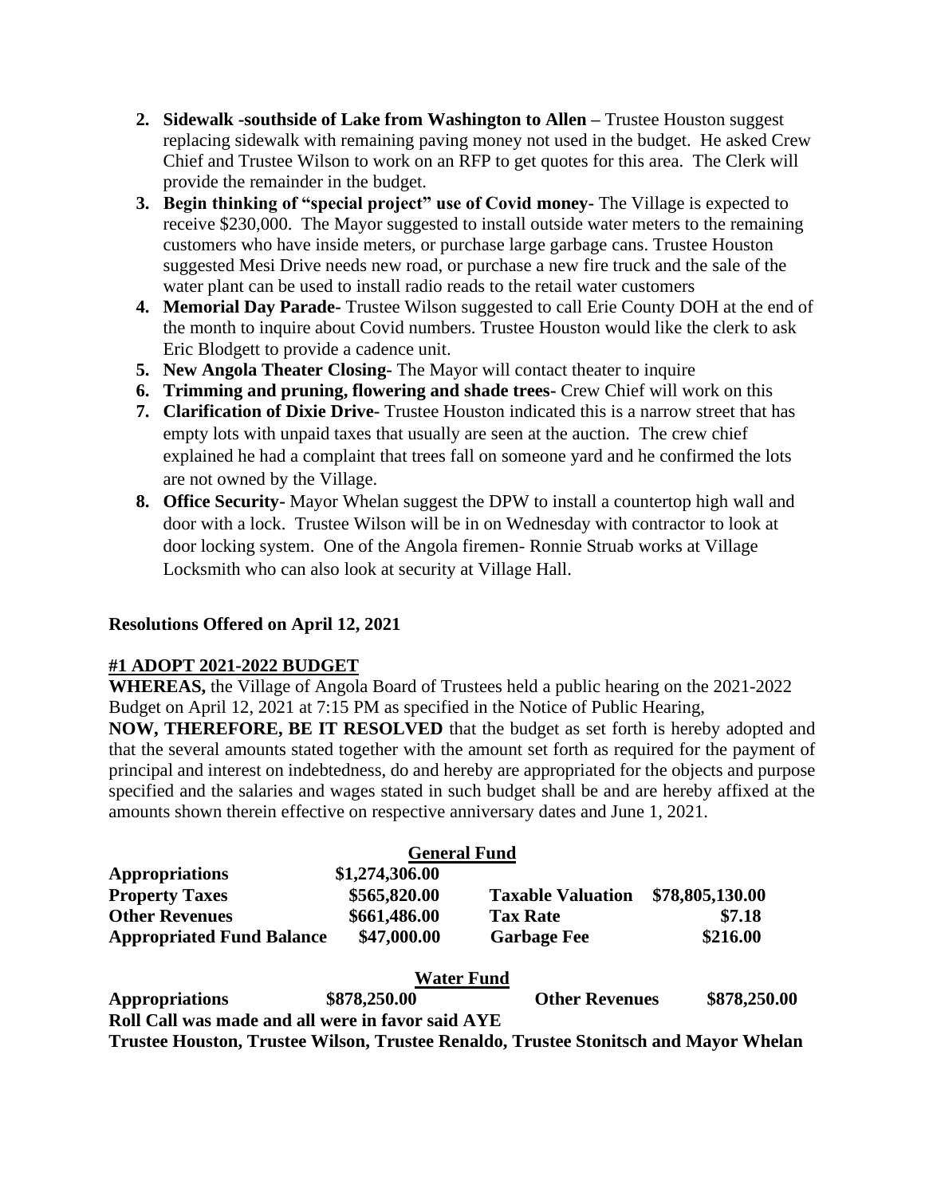2. **Sidewalk -southside of Lake from Washington to Allen –** Trustee Houston suggest replacing sidewalk with remaining paving money not used in the budget. He asked Crew Chief and Trustee Wilson to work on an RFP to get quotes for this area. The Clerk will provide the remainder in the budget.
3. **Begin thinking of "special project" use of Covid money-** The Village is expected to receive $230,000. The Mayor suggested to install outside water meters to the remaining customers who have inside meters, or purchase large garbage cans. Trustee Houston suggested Mesi Drive needs new road, or purchase a new fire truck and the sale of the water plant can be used to install radio reads to the retail water customers
4. **Memorial Day Parade-** Trustee Wilson suggested to call Erie County DOH at the end of the month to inquire about Covid numbers. Trustee Houston would like the clerk to ask Eric Blodgett to provide a cadence unit.
5. **New Angola Theater Closing-** The Mayor will contact theater to inquire
6. **Trimming and pruning, flowering and shade trees-** Crew Chief will work on this
7. **Clarification of Dixie Drive-** Trustee Houston indicated this is a narrow street that has empty lots with unpaid taxes that usually are seen at the auction. The crew chief explained he had a complaint that trees fall on someone yard and he confirmed the lots are not owned by the Village.
8. **Office Security-** Mayor Whelan suggest the DPW to install a countertop high wall and door with a lock. Trustee Wilson will be in on Wednesday with contractor to look at door locking system. One of the Angola firemen- Ronnie Struab works at Village Locksmith who can also look at security at Village Hall.

**Resolutions Offered on April 12, 2021**

**#1 ADOPT 2021-2022 BUDGET**

**WHEREAS,** the Village of Angola Board of Trustees held a public hearing on the 2021-2022 Budget on April 12, 2021 at 7:15 PM as specified in the Notice of Public Hearing,

**NOW, THEREFORE, BE IT RESOLVED** that the budget as set forth is hereby adopted and that the several amounts stated together with the amount set forth as required for the payment of principal and interest on indebtedness, do and hereby are appropriated for the objects and purpose specified and the salaries and wages stated in such budget shall be and are hereby affixed at the amounts shown therein effective on respective anniversary dates and June 1, 2021.

**General Fund**

| | | | |
|---|---|---|---|
| **Appropriations** | **$1,274,306.00** | | |
| **Property Taxes** | **$565,820.00** | **Taxable Valuation** | **$78,805,130.00** |
| **Other Revenues** | **$661,486.00** | **Tax Rate** | **$7.18** |
| **Appropriated Fund Balance** | **$47,000.00** | **Garbage Fee** | **$216.00** |

**Water Fund**

| | | | |
|---|---|---|---|
| **Appropriations** | **$878,250.00** | **Other Revenues** | **$878,250.00** |

**Roll Call was made and all were in favor said AYE**
**Trustee Houston, Trustee Wilson, Trustee Renaldo, Trustee Stonitsch and Mayor Whelan**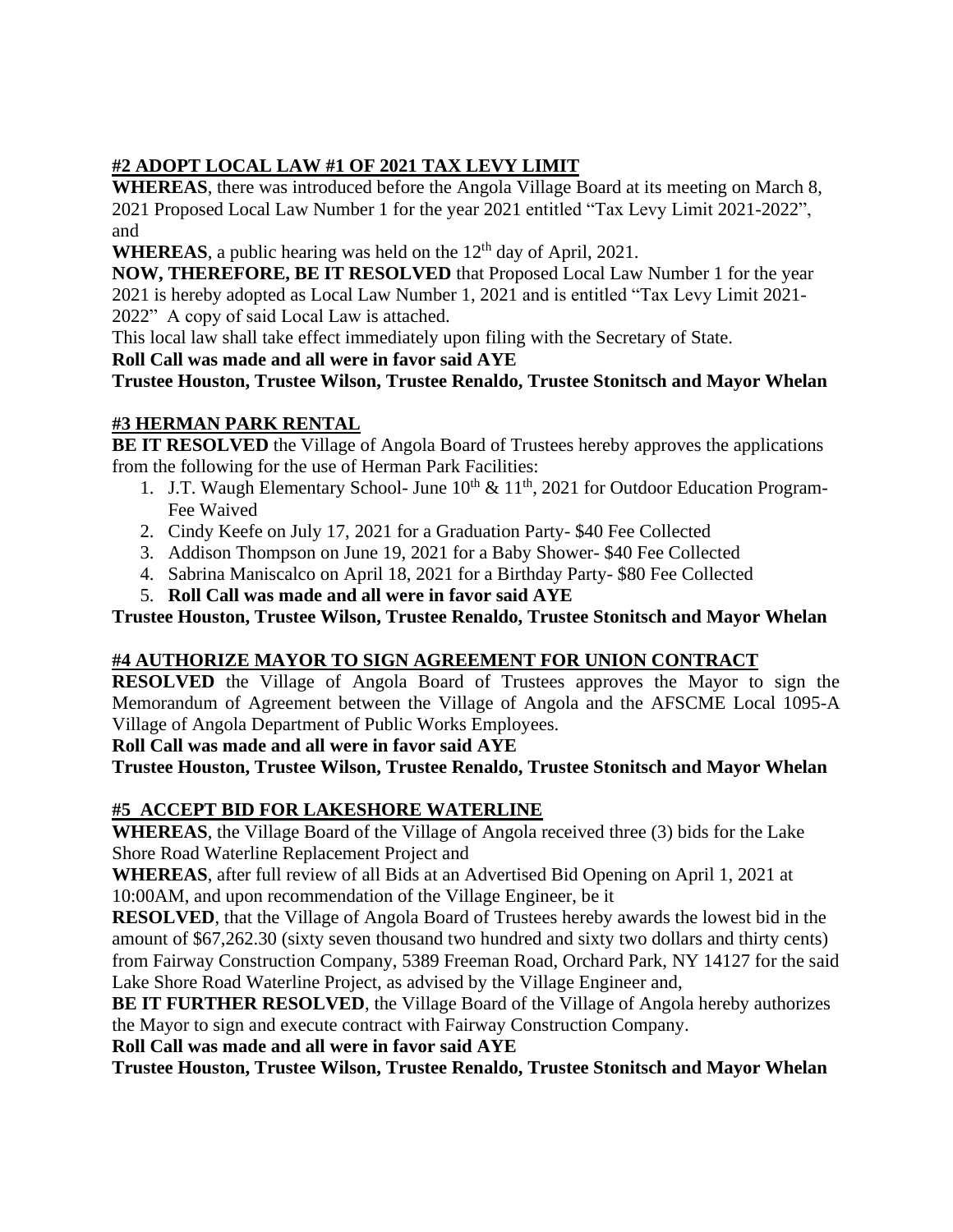**#2 ADOPT LOCAL LAW #1 OF 2021 TAX LEVY LIMIT**

**WHEREAS**, there was introduced before the Angola Village Board at its meeting on March 8, 2021 Proposed Local Law Number 1 for the year 2021 entitled "Tax Levy Limit 2021-2022", and

**WHEREAS**, a public hearing was held on the 12th day of April, 2021.

**NOW, THEREFORE, BE IT RESOLVED** that Proposed Local Law Number 1 for the year 2021 is hereby adopted as Local Law Number 1, 2021 and is entitled "Tax Levy Limit 2021-2022" A copy of said Local Law is attached.

This local law shall take effect immediately upon filing with the Secretary of State.

**Roll Call was made and all were in favor said AYE**

**Trustee Houston, Trustee Wilson, Trustee Renaldo, Trustee Stonitsch and Mayor Whelan**

**#3 HERMAN PARK RENTAL**

**BE IT RESOLVED** the Village of Angola Board of Trustees hereby approves the applications from the following for the use of Herman Park Facilities:

1. J.T. Waugh Elementary School- June 10th & 11th, 2021 for Outdoor Education Program- Fee Waived
2. Cindy Keefe on July 17, 2021 for a Graduation Party- $40 Fee Collected
3. Addison Thompson on June 19, 2021 for a Baby Shower- $40 Fee Collected
4. Sabrina Maniscalco on April 18, 2021 for a Birthday Party- $80 Fee Collected
5. **Roll Call was made and all were in favor said AYE**

**Trustee Houston, Trustee Wilson, Trustee Renaldo, Trustee Stonitsch and Mayor Whelan**

**#4 AUTHORIZE MAYOR TO SIGN AGREEMENT FOR UNION CONTRACT**

**RESOLVED** the Village of Angola Board of Trustees approves the Mayor to sign the Memorandum of Agreement between the Village of Angola and the AFSCME Local 1095-A Village of Angola Department of Public Works Employees.

**Roll Call was made and all were in favor said AYE**

**Trustee Houston, Trustee Wilson, Trustee Renaldo, Trustee Stonitsch and Mayor Whelan**

**#5 ACCEPT BID FOR LAKESHORE WATERLINE**

**WHEREAS**, the Village Board of the Village of Angola received three (3) bids for the Lake Shore Road Waterline Replacement Project and

**WHEREAS**, after full review of all Bids at an Advertised Bid Opening on April 1, 2021 at 10:00AM, and upon recommendation of the Village Engineer, be it

**RESOLVED**, that the Village of Angola Board of Trustees hereby awards the lowest bid in the amount of $67,262.30 (sixty seven thousand two hundred and sixty two dollars and thirty cents) from Fairway Construction Company, 5389 Freeman Road, Orchard Park, NY 14127 for the said Lake Shore Road Waterline Project, as advised by the Village Engineer and,

**BE IT FURTHER RESOLVED**, the Village Board of the Village of Angola hereby authorizes the Mayor to sign and execute contract with Fairway Construction Company.

**Roll Call was made and all were in favor said AYE**

**Trustee Houston, Trustee Wilson, Trustee Renaldo, Trustee Stonitsch and Mayor Whelan**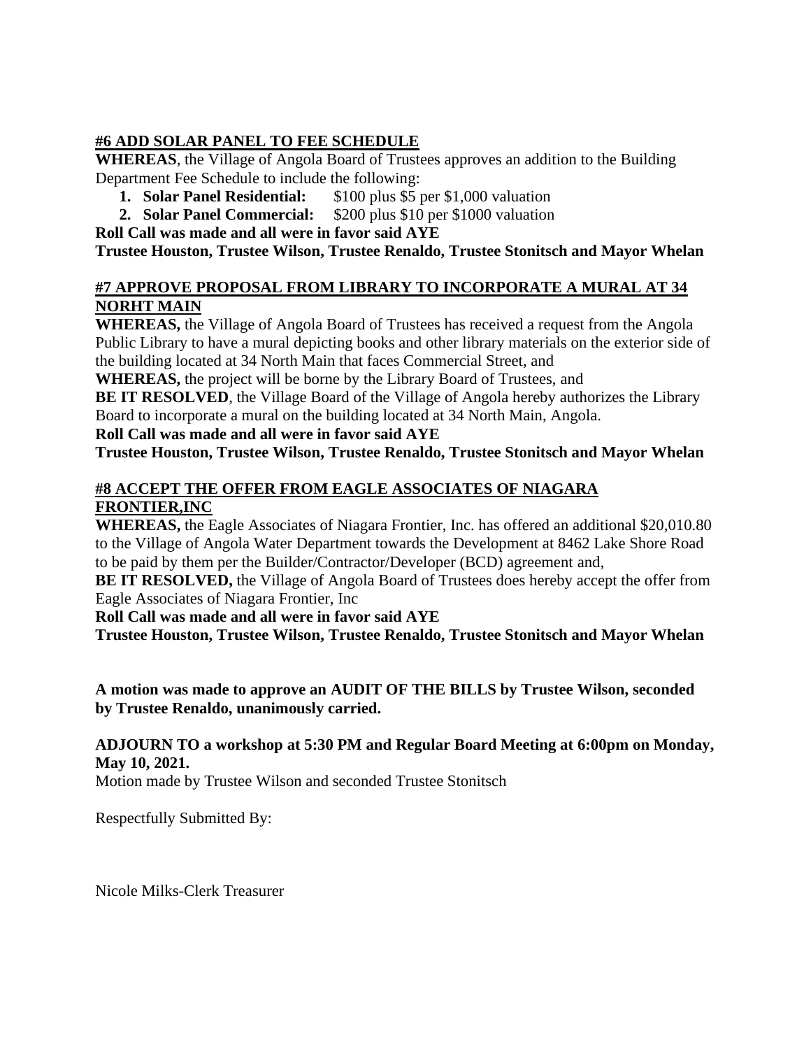**#6 ADD SOLAR PANEL TO FEE SCHEDULE**

**WHEREAS**, the Village of Angola Board of Trustees approves an addition to the Building Department Fee Schedule to include the following:

1. **Solar Panel Residential:** $100 plus $5 per $1,000 valuation
2. **Solar Panel Commercial:** $200 plus $10 per $1000 valuation

**Roll Call was made and all were in favor said AYE**

**Trustee Houston, Trustee Wilson, Trustee Renaldo, Trustee Stonitsch and Mayor Whelan**

**#7 APPROVE PROPOSAL FROM LIBRARY TO INCORPORATE A MURAL AT 34 NORHT MAIN**

**WHEREAS,** the Village of Angola Board of Trustees has received a request from the Angola Public Library to have a mural depicting books and other library materials on the exterior side of the building located at 34 North Main that faces Commercial Street, and

**WHEREAS,** the project will be borne by the Library Board of Trustees, and

**BE IT RESOLVED**, the Village Board of the Village of Angola hereby authorizes the Library Board to incorporate a mural on the building located at 34 North Main, Angola.

**Roll Call was made and all were in favor said AYE**

**Trustee Houston, Trustee Wilson, Trustee Renaldo, Trustee Stonitsch and Mayor Whelan**

**#8 ACCEPT THE OFFER FROM EAGLE ASSOCIATES OF NIAGARA FRONTIER,INC**

**WHEREAS,** the Eagle Associates of Niagara Frontier, Inc. has offered an additional $20,010.80 to the Village of Angola Water Department towards the Development at 8462 Lake Shore Road to be paid by them per the Builder/Contractor/Developer (BCD) agreement and,

**BE IT RESOLVED,** the Village of Angola Board of Trustees does hereby accept the offer from Eagle Associates of Niagara Frontier, Inc

**Roll Call was made and all were in favor said AYE**

**Trustee Houston, Trustee Wilson, Trustee Renaldo, Trustee Stonitsch and Mayor Whelan**

**A motion was made to approve an AUDIT OF THE BILLS by Trustee Wilson, seconded by Trustee Renaldo, unanimously carried.**

**ADJOURN TO a workshop at 5:30 PM and Regular Board Meeting at 6:00pm on Monday, May 10, 2021.**

Motion made by Trustee Wilson and seconded Trustee Stonitsch

Respectfully Submitted By:

Nicole Milks-Clerk Treasurer